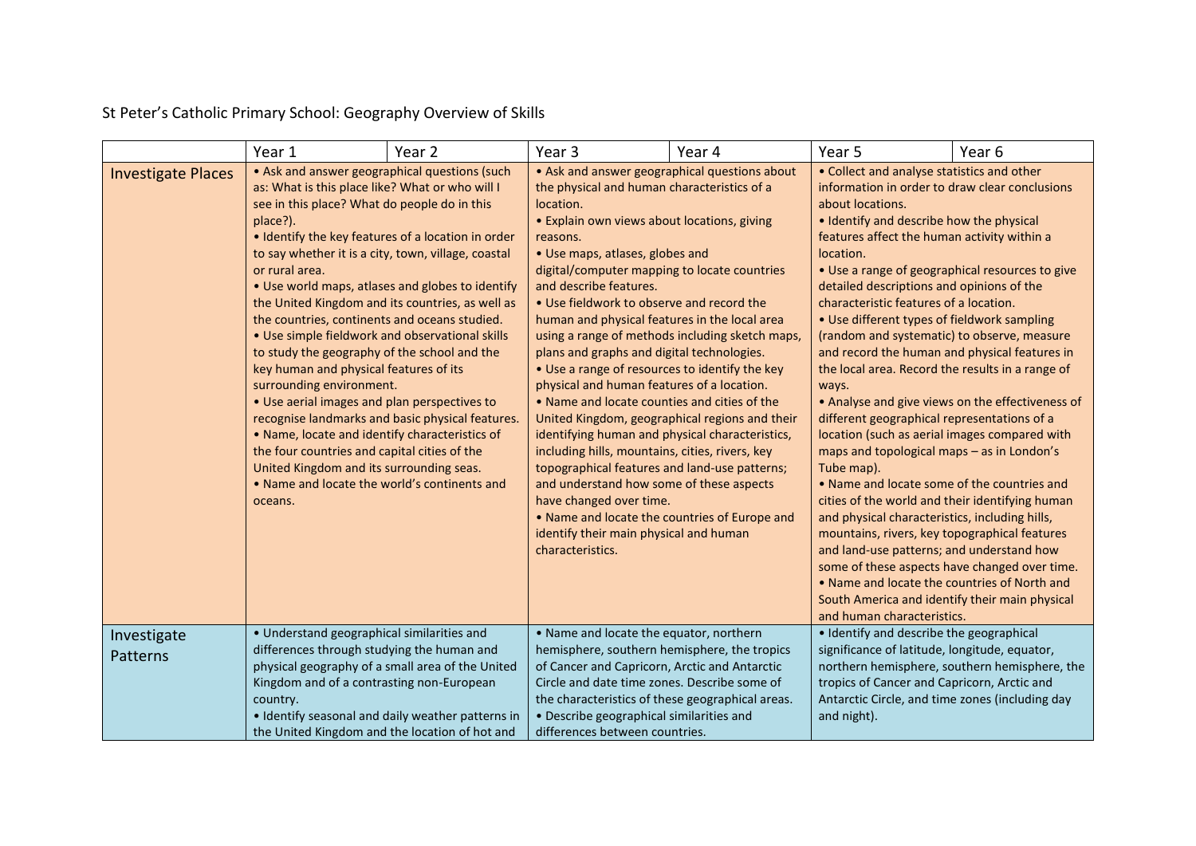St Peter's Catholic Primary School: Geography Overview of Skills

| | Year 1 | Year 2 | Year 3 | Year 4 | Year 5 | Year 6 |
|---|---|---|---|---|---|---|
| Investigate Places | • Ask and answer geographical questions (such as: What is this place like? What or who will I see in this place? What do people do in this place?).<br>• Identify the key features of a location in order to say whether it is a city, town, village, coastal or rural area.<br>• Use world maps, atlases and globes to identify the United Kingdom and its countries, as well as the countries, continents and oceans studied.<br>• Use simple fieldwork and observational skills to study the geography of the school and the key human and physical features of its surrounding environment.<br>• Use aerial images and plan perspectives to recognise landmarks and basic physical features.<br>• Name, locate and identify characteristics of the four countries and capital cities of the United Kingdom and its surrounding seas.<br>• Name and locate the world's continents and oceans. | | • Ask and answer geographical questions about the physical and human characteristics of a location.<br>• Explain own views about locations, giving reasons.<br>• Use maps, atlases, globes and digital/computer mapping to locate countries and describe features.<br>• Use fieldwork to observe and record the human and physical features in the local area using a range of methods including sketch maps, plans and graphs and digital technologies.<br>• Use a range of resources to identify the key physical and human features of a location.<br>• Name and locate counties and cities of the United Kingdom, geographical regions and their identifying human and physical characteristics, including hills, mountains, cities, rivers, key topographical features and land-use patterns; and understand how some of these aspects have changed over time.<br>• Name and locate the countries of Europe and identify their main physical and human characteristics. | | • Collect and analyse statistics and other information in order to draw clear conclusions about locations.<br>• Identify and describe how the physical features affect the human activity within a location.<br>• Use a range of geographical resources to give detailed descriptions and opinions of the characteristic features of a location.<br>• Use different types of fieldwork sampling (random and systematic) to observe, measure and record the human and physical features in the local area. Record the results in a range of ways.<br>• Analyse and give views on the effectiveness of different geographical representations of a location (such as aerial images compared with maps and topological maps – as in London's Tube map).<br>• Name and locate some of the countries and cities of the world and their identifying human and physical characteristics, including hills, mountains, rivers, key topographical features and land-use patterns; and understand how some of these aspects have changed over time.<br>• Name and locate the countries of North and South America and identify their main physical and human characteristics. | |
| Investigate Patterns | • Understand geographical similarities and differences through studying the human and physical geography of a small area of the United Kingdom and of a contrasting non-European country.<br>• Identify seasonal and daily weather patterns in the United Kingdom and the location of hot and | | • Name and locate the equator, northern hemisphere, southern hemisphere, the tropics of Cancer and Capricorn, Arctic and Antarctic Circle and date time zones. Describe some of the characteristics of these geographical areas.<br>• Describe geographical similarities and differences between countries. | | • Identify and describe the geographical significance of latitude, longitude, equator, northern hemisphere, southern hemisphere, the tropics of Cancer and Capricorn, Arctic and Antarctic Circle, and time zones (including day and night). | |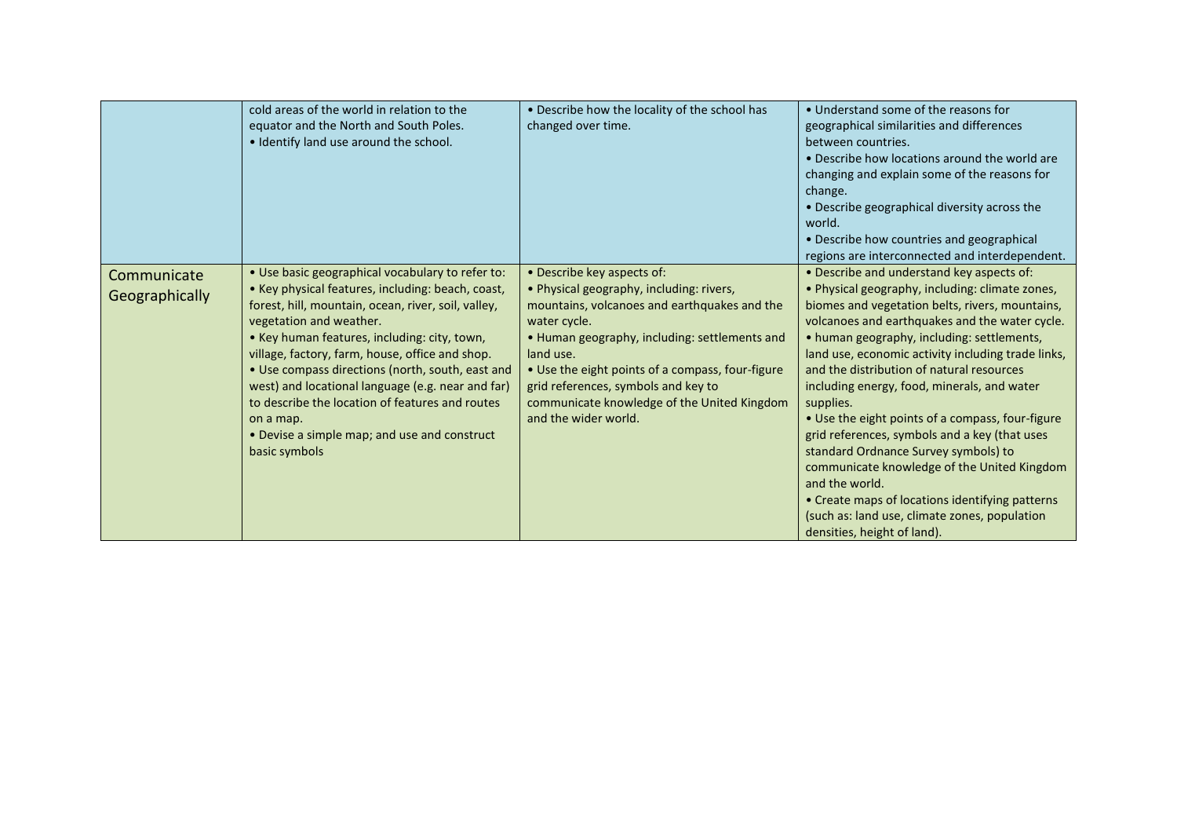| | | | |
|---|---|---|---|
| | cold areas of the world in relation to the equator and the North and South Poles.<br>• Identify land use around the school. | • Describe how the locality of the school has changed over time. | • Understand some of the reasons for geographical similarities and differences between countries.<br>• Describe how locations around the world are changing and explain some of the reasons for change.<br>• Describe geographical diversity across the world.<br>• Describe how countries and geographical regions are interconnected and interdependent. |
| Communicate Geographically | • Use basic geographical vocabulary to refer to:<br>• Key physical features, including: beach, coast, forest, hill, mountain, ocean, river, soil, valley, vegetation and weather.<br>• Key human features, including: city, town, village, factory, farm, house, office and shop.<br>• Use compass directions (north, south, east and west) and locational language (e.g. near and far) to describe the location of features and routes on a map.<br>• Devise a simple map; and use and construct basic symbols | • Describe key aspects of:<br>• Physical geography, including: rivers, mountains, volcanoes and earthquakes and the water cycle.<br>• Human geography, including: settlements and land use.<br>• Use the eight points of a compass, four-figure grid references, symbols and key to communicate knowledge of the United Kingdom and the wider world. | • Describe and understand key aspects of:<br>• Physical geography, including: climate zones, biomes and vegetation belts, rivers, mountains, volcanoes and earthquakes and the water cycle.<br>• human geography, including: settlements, land use, economic activity including trade links, and the distribution of natural resources including energy, food, minerals, and water supplies.<br>• Use the eight points of a compass, four-figure grid references, symbols and a key (that uses standard Ordnance Survey symbols) to communicate knowledge of the United Kingdom and the world.<br>• Create maps of locations identifying patterns (such as: land use, climate zones, population densities, height of land). |